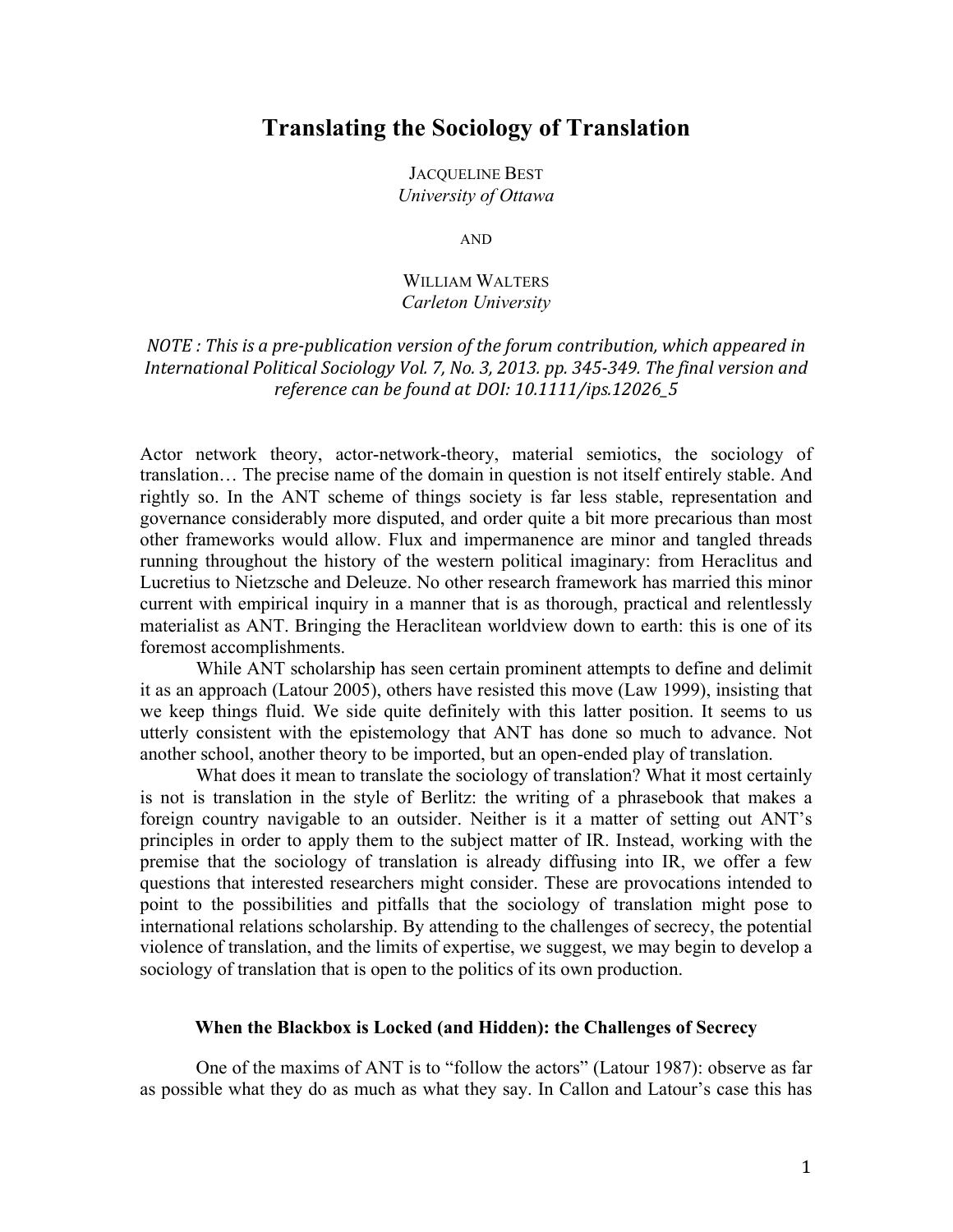# Translating the Sociology of Translation

JACQUELINE BEST
*University of Ottawa*

AND

WILLIAM WALTERS
*Carleton University*

*NOTE : This is a pre-publication version of the forum contribution, which appeared in International Political Sociology Vol. 7, No. 3, 2013. pp. 345-349. The final version and reference can be found at DOI: 10.1111/ips.12026_5*

Actor network theory, actor-network-theory, material semiotics, the sociology of translation… The precise name of the domain in question is not itself entirely stable. And rightly so. In the ANT scheme of things society is far less stable, representation and governance considerably more disputed, and order quite a bit more precarious than most other frameworks would allow. Flux and impermanence are minor and tangled threads running throughout the history of the western political imaginary: from Heraclitus and Lucretius to Nietzsche and Deleuze. No other research framework has married this minor current with empirical inquiry in a manner that is as thorough, practical and relentlessly materialist as ANT. Bringing the Heraclitean worldview down to earth: this is one of its foremost accomplishments.

While ANT scholarship has seen certain prominent attempts to define and delimit it as an approach (Latour 2005), others have resisted this move (Law 1999), insisting that we keep things fluid. We side quite definitely with this latter position. It seems to us utterly consistent with the epistemology that ANT has done so much to advance. Not another school, another theory to be imported, but an open-ended play of translation.

What does it mean to translate the sociology of translation? What it most certainly is not is translation in the style of Berlitz: the writing of a phrasebook that makes a foreign country navigable to an outsider. Neither is it a matter of setting out ANT's principles in order to apply them to the subject matter of IR. Instead, working with the premise that the sociology of translation is already diffusing into IR, we offer a few questions that interested researchers might consider. These are provocations intended to point to the possibilities and pitfalls that the sociology of translation might pose to international relations scholarship. By attending to the challenges of secrecy, the potential violence of translation, and the limits of expertise, we suggest, we may begin to develop a sociology of translation that is open to the politics of its own production.

### When the Blackbox is Locked (and Hidden): the Challenges of Secrecy

One of the maxims of ANT is to "follow the actors" (Latour 1987): observe as far as possible what they do as much as what they say. In Callon and Latour's case this has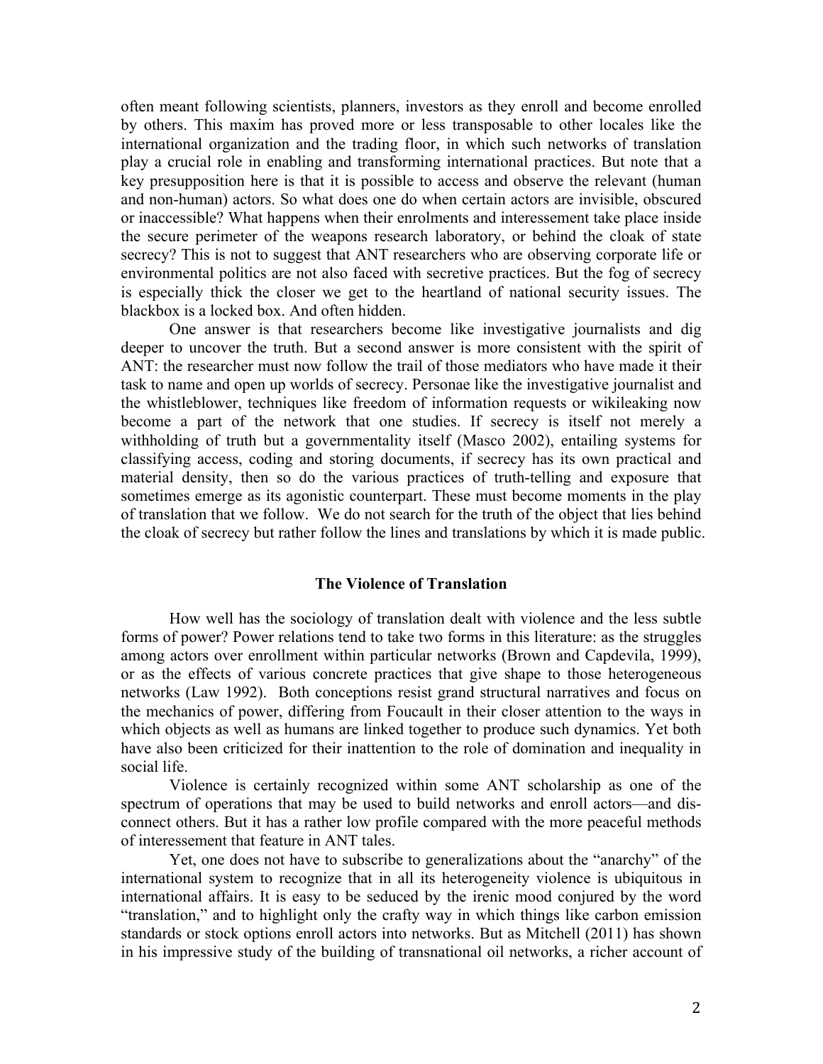often meant following scientists, planners, investors as they enroll and become enrolled by others. This maxim has proved more or less transposable to other locales like the international organization and the trading floor, in which such networks of translation play a crucial role in enabling and transforming international practices. But note that a key presupposition here is that it is possible to access and observe the relevant (human and non-human) actors. So what does one do when certain actors are invisible, obscured or inaccessible? What happens when their enrolments and interessement take place inside the secure perimeter of the weapons research laboratory, or behind the cloak of state secrecy? This is not to suggest that ANT researchers who are observing corporate life or environmental politics are not also faced with secretive practices. But the fog of secrecy is especially thick the closer we get to the heartland of national security issues. The blackbox is a locked box. And often hidden.

One answer is that researchers become like investigative journalists and dig deeper to uncover the truth. But a second answer is more consistent with the spirit of ANT: the researcher must now follow the trail of those mediators who have made it their task to name and open up worlds of secrecy. Personae like the investigative journalist and the whistleblower, techniques like freedom of information requests or wikileaking now become a part of the network that one studies. If secrecy is itself not merely a withholding of truth but a governmentality itself (Masco 2002), entailing systems for classifying access, coding and storing documents, if secrecy has its own practical and material density, then so do the various practices of truth-telling and exposure that sometimes emerge as its agonistic counterpart. These must become moments in the play of translation that we follow. We do not search for the truth of the object that lies behind the cloak of secrecy but rather follow the lines and translations by which it is made public.

## The Violence of Translation

How well has the sociology of translation dealt with violence and the less subtle forms of power? Power relations tend to take two forms in this literature: as the struggles among actors over enrollment within particular networks (Brown and Capdevila, 1999), or as the effects of various concrete practices that give shape to those heterogeneous networks (Law 1992). Both conceptions resist grand structural narratives and focus on the mechanics of power, differing from Foucault in their closer attention to the ways in which objects as well as humans are linked together to produce such dynamics. Yet both have also been criticized for their inattention to the role of domination and inequality in social life.

Violence is certainly recognized within some ANT scholarship as one of the spectrum of operations that may be used to build networks and enroll actors—and dis-connect others. But it has a rather low profile compared with the more peaceful methods of interessement that feature in ANT tales.

Yet, one does not have to subscribe to generalizations about the "anarchy" of the international system to recognize that in all its heterogeneity violence is ubiquitous in international affairs. It is easy to be seduced by the irenic mood conjured by the word "translation," and to highlight only the crafty way in which things like carbon emission standards or stock options enroll actors into networks. But as Mitchell (2011) has shown in his impressive study of the building of transnational oil networks, a richer account of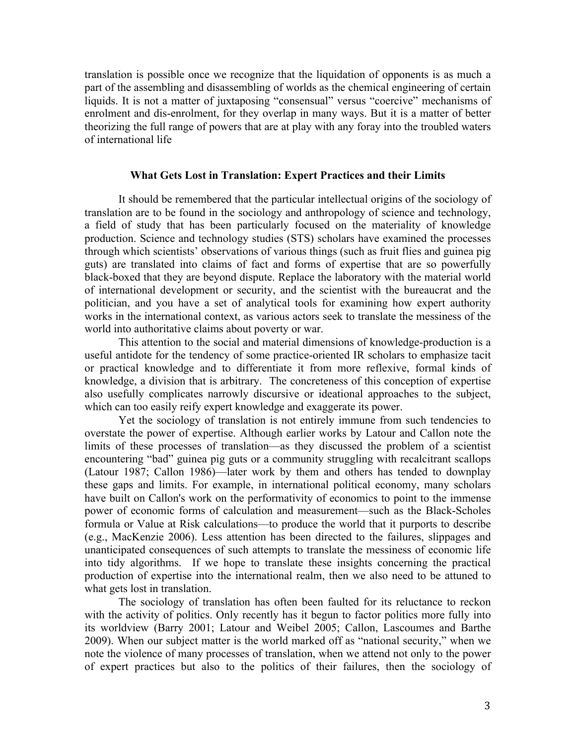translation is possible once we recognize that the liquidation of opponents is as much a part of the assembling and disassembling of worlds as the chemical engineering of certain liquids. It is not a matter of juxtaposing "consensual" versus "coercive" mechanisms of enrolment and dis-enrolment, for they overlap in many ways. But it is a matter of better theorizing the full range of powers that are at play with any foray into the troubled waters of international life

## What Gets Lost in Translation: Expert Practices and their Limits

It should be remembered that the particular intellectual origins of the sociology of translation are to be found in the sociology and anthropology of science and technology, a field of study that has been particularly focused on the materiality of knowledge production. Science and technology studies (STS) scholars have examined the processes through which scientists' observations of various things (such as fruit flies and guinea pig guts) are translated into claims of fact and forms of expertise that are so powerfully black-boxed that they are beyond dispute. Replace the laboratory with the material world of international development or security, and the scientist with the bureaucrat and the politician, and you have a set of analytical tools for examining how expert authority works in the international context, as various actors seek to translate the messiness of the world into authoritative claims about poverty or war.

This attention to the social and material dimensions of knowledge-production is a useful antidote for the tendency of some practice-oriented IR scholars to emphasize tacit or practical knowledge and to differentiate it from more reflexive, formal kinds of knowledge, a division that is arbitrary. The concreteness of this conception of expertise also usefully complicates narrowly discursive or ideational approaches to the subject, which can too easily reify expert knowledge and exaggerate its power.

Yet the sociology of translation is not entirely immune from such tendencies to overstate the power of expertise. Although earlier works by Latour and Callon note the limits of these processes of translation—as they discussed the problem of a scientist encountering "bad" guinea pig guts or a community struggling with recalcitrant scallops (Latour 1987; Callon 1986)—later work by them and others has tended to downplay these gaps and limits. For example, in international political economy, many scholars have built on Callon's work on the performativity of economics to point to the immense power of economic forms of calculation and measurement—such as the Black-Scholes formula or Value at Risk calculations—to produce the world that it purports to describe (e.g., MacKenzie 2006). Less attention has been directed to the failures, slippages and unanticipated consequences of such attempts to translate the messiness of economic life into tidy algorithms. If we hope to translate these insights concerning the practical production of expertise into the international realm, then we also need to be attuned to what gets lost in translation.

The sociology of translation has often been faulted for its reluctance to reckon with the activity of politics. Only recently has it begun to factor politics more fully into its worldview (Barry 2001; Latour and Weibel 2005; Callon, Lascoumes and Barthe 2009). When our subject matter is the world marked off as "national security," when we note the violence of many processes of translation, when we attend not only to the power of expert practices but also to the politics of their failures, then the sociology of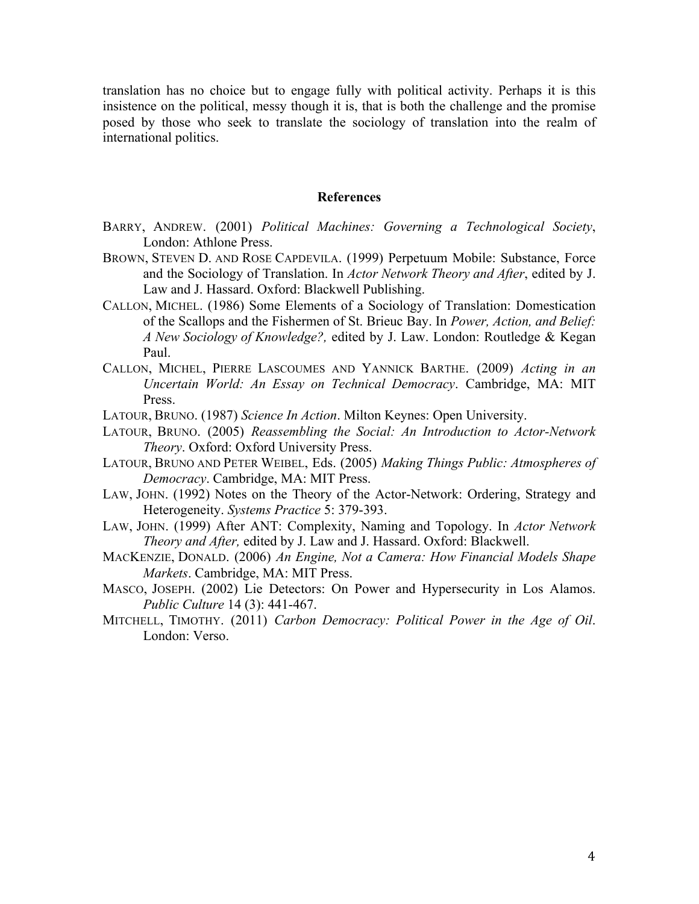translation has no choice but to engage fully with political activity. Perhaps it is this insistence on the political, messy though it is, that is both the challenge and the promise posed by those who seek to translate the sociology of translation into the realm of international politics.

## References

BARRY, ANDREW. (2001) *Political Machines: Governing a Technological Society*, London: Athlone Press.

BROWN, STEVEN D. AND ROSE CAPDEVILA. (1999) Perpetuum Mobile: Substance, Force and the Sociology of Translation. In *Actor Network Theory and After*, edited by J. Law and J. Hassard. Oxford: Blackwell Publishing.

CALLON, MICHEL. (1986) Some Elements of a Sociology of Translation: Domestication of the Scallops and the Fishermen of St. Brieuc Bay. In *Power, Action, and Belief: A New Sociology of Knowledge?,* edited by J. Law. London: Routledge & Kegan Paul.

CALLON, MICHEL, PIERRE LASCOUMES AND YANNICK BARTHE. (2009) *Acting in an Uncertain World: An Essay on Technical Democracy*. Cambridge, MA: MIT Press.

LATOUR, BRUNO. (1987) *Science In Action*. Milton Keynes: Open University.

LATOUR, BRUNO. (2005) *Reassembling the Social: An Introduction to Actor-Network Theory*. Oxford: Oxford University Press.

LATOUR, BRUNO AND PETER WEIBEL, Eds. (2005) *Making Things Public: Atmospheres of Democracy*. Cambridge, MA: MIT Press.

LAW, JOHN. (1992) Notes on the Theory of the Actor-Network: Ordering, Strategy and Heterogeneity. *Systems Practice* 5: 379-393.

LAW, JOHN. (1999) After ANT: Complexity, Naming and Topology. In *Actor Network Theory and After,* edited by J. Law and J. Hassard. Oxford: Blackwell.

MACKENZIE, DONALD. (2006) *An Engine, Not a Camera: How Financial Models Shape Markets*. Cambridge, MA: MIT Press.

MASCO, JOSEPH. (2002) Lie Detectors: On Power and Hypersecurity in Los Alamos. *Public Culture* 14 (3): 441-467.

MITCHELL, TIMOTHY. (2011) *Carbon Democracy: Political Power in the Age of Oil*. London: Verso.